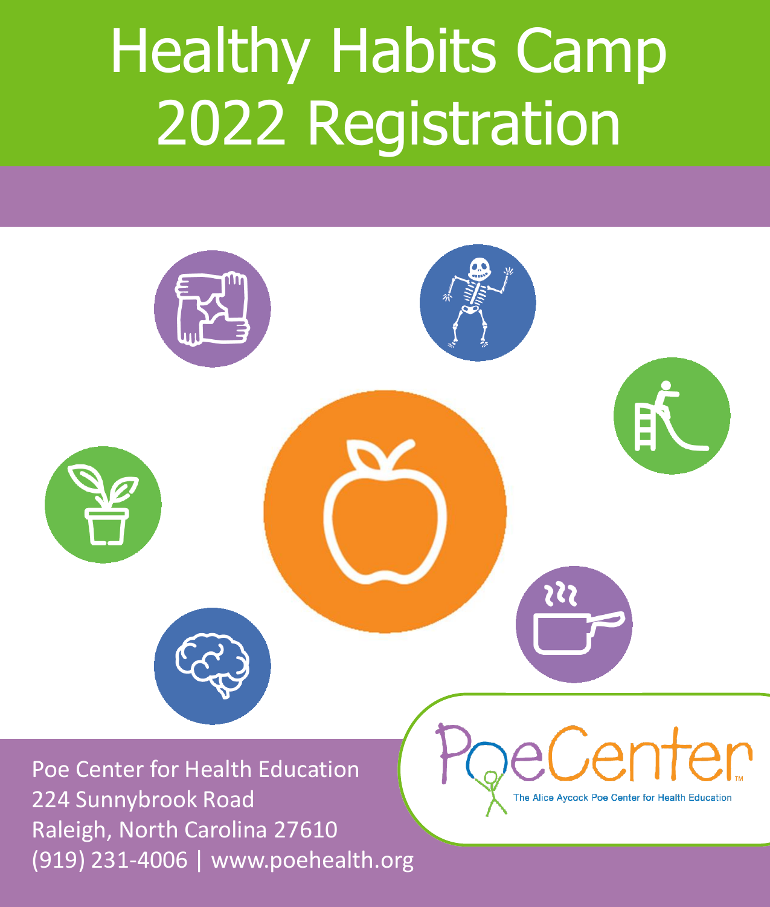# Healthy Habits Camp 2022 Registration

Poe Center for Health Education
224 Sunnybrook Road
Raleigh, North Carolina 27610
(919) 231-4006 | www.poehealth.org

PoeCenter™
The Alice Aycock Poe Center for Health Education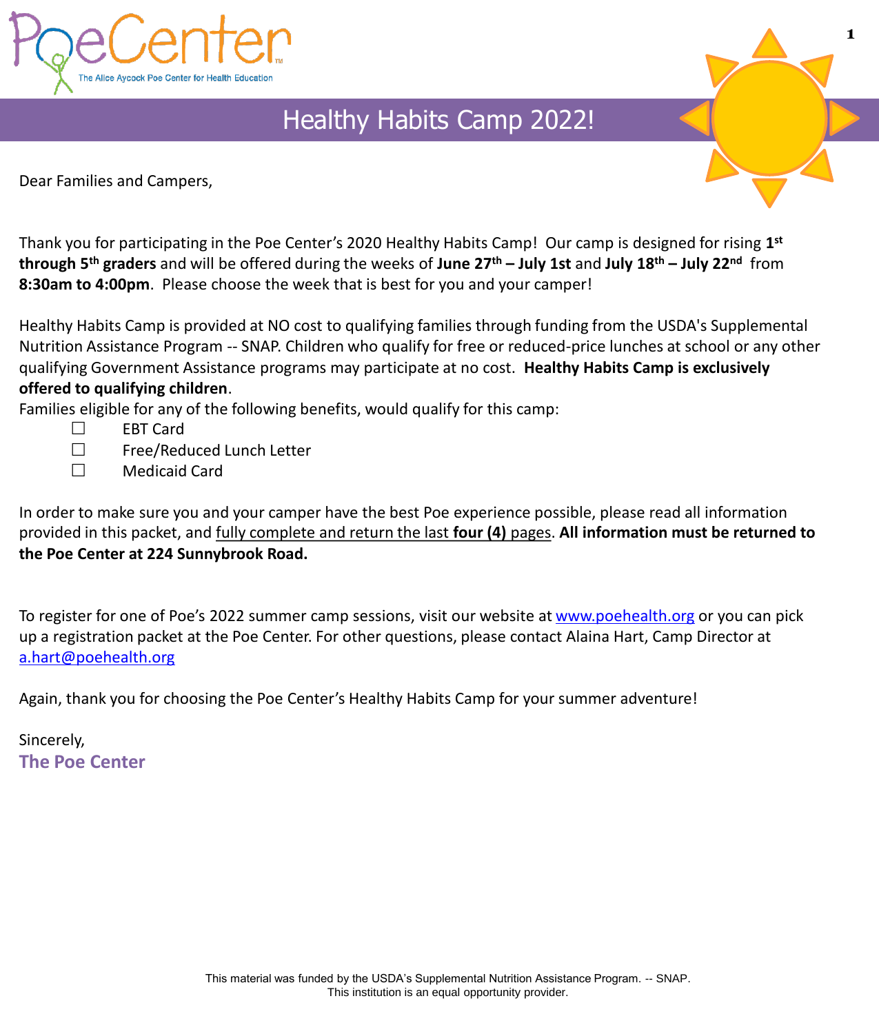PoeCenter

The Alice Aycock Poe Center for Health Education

# Healthy Habits Camp 2022!

Dear Families and Campers,

Thank you for participating in the Poe Center's 2020 Healthy Habits Camp! Our camp is designed for rising **1st through 5th graders** and will be offered during the weeks of **June 27th – July 1st** and **July 18th – July 22nd** from **8:30am to 4:00pm**. Please choose the week that is best for you and your camper!

Healthy Habits Camp is provided at NO cost to qualifying families through funding from the USDA's Supplemental Nutrition Assistance Program -- SNAP. Children who qualify for free or reduced-price lunches at school or any other qualifying Government Assistance programs may participate at no cost. **Healthy Habits Camp is exclusively offered to qualifying children**.

Families eligible for any of the following benefits, would qualify for this camp:

- ☐ EBT Card
- ☐ Free/Reduced Lunch Letter
- ☐ Medicaid Card

In order to make sure you and your camper have the best Poe experience possible, please read all information provided in this packet, and fully complete and return the last **four (4)** pages. **All information must be returned to the Poe Center at 224 Sunnybrook Road.**

To register for one of Poe's 2022 summer camp sessions, visit our website at www.poehealth.org or you can pick up a registration packet at the Poe Center. For other questions, please contact Alaina Hart, Camp Director at a.hart@poehealth.org

Again, thank you for choosing the Poe Center's Healthy Habits Camp for your summer adventure!

Sincerely,

**The Poe Center**

This material was funded by the USDA's Supplemental Nutrition Assistance Program. -- SNAP.
This institution is an equal opportunity provider.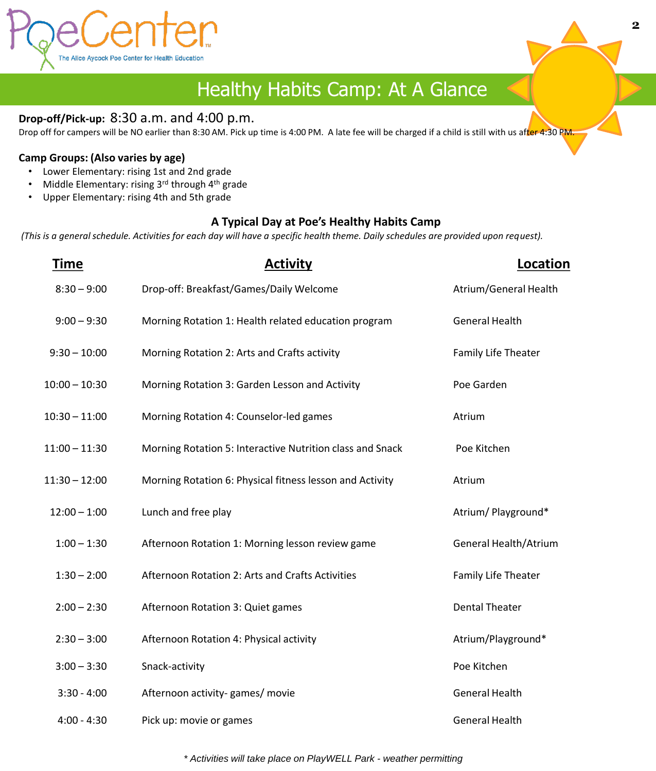PoeCenter

The Alice Aycock Poe Center for Health Education

# Healthy Habits Camp: At A Glance

**Drop-off/Pick-up:** 8:30 a.m. and 4:00 p.m.

Drop off for campers will be NO earlier than 8:30 AM. Pick up time is 4:00 PM. A late fee will be charged if a child is still with us after 4:30 PM.

**Camp Groups: (Also varies by age)**

- Lower Elementary: rising 1st and 2nd grade
- Middle Elementary: rising 3rd through 4th grade
- Upper Elementary: rising 4th and 5th grade

## A Typical Day at Poe's Healthy Habits Camp

*(This is a general schedule. Activities for each day will have a specific health theme. Daily schedules are provided upon request).*

| Time | Activity | Location |
|---|---|---|
| 8:30 – 9:00 | Drop-off: Breakfast/Games/Daily Welcome | Atrium/General Health |
| 9:00 – 9:30 | Morning Rotation 1: Health related education program | General Health |
| 9:30 – 10:00 | Morning Rotation 2: Arts and Crafts activity | Family Life Theater |
| 10:00 – 10:30 | Morning Rotation 3: Garden Lesson and Activity | Poe Garden |
| 10:30 – 11:00 | Morning Rotation 4: Counselor-led games | Atrium |
| 11:00 – 11:30 | Morning Rotation 5: Interactive Nutrition class and Snack | Poe Kitchen |
| 11:30 – 12:00 | Morning Rotation 6: Physical fitness lesson and Activity | Atrium |
| 12:00 – 1:00 | Lunch and free play | Atrium/ Playground* |
| 1:00 – 1:30 | Afternoon Rotation 1: Morning lesson review game | General Health/Atrium |
| 1:30 – 2:00 | Afternoon Rotation 2: Arts and Crafts Activities | Family Life Theater |
| 2:00 – 2:30 | Afternoon Rotation 3: Quiet games | Dental Theater |
| 2:30 – 3:00 | Afternoon Rotation 4: Physical activity | Atrium/Playground* |
| 3:00 – 3:30 | Snack-activity | Poe Kitchen |
| 3:30 - 4:00 | Afternoon activity- games/ movie | General Health |
| 4:00 - 4:30 | Pick up: movie or games | General Health |

*\* Activities will take place on PlayWELL Park - weather permitting*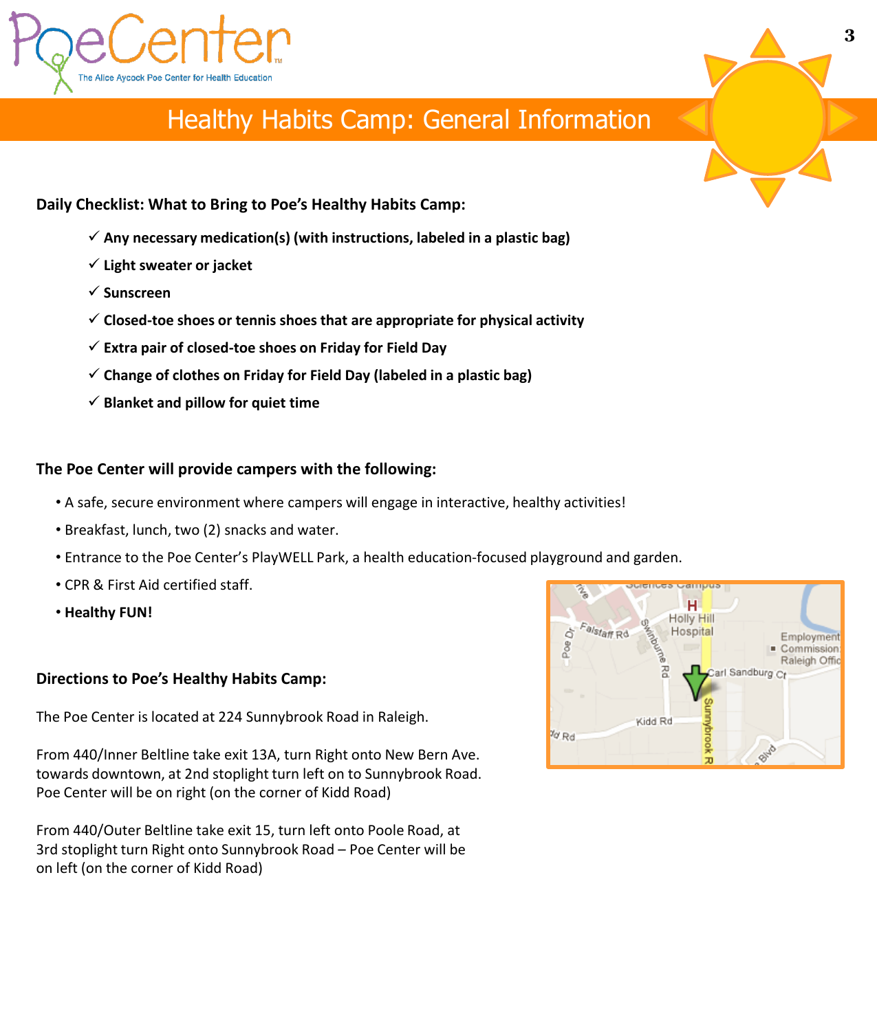# Healthy Habits Camp: General Information

**Daily Checklist: What to Bring to Poe's Healthy Habits Camp:**

- ✓ **Any necessary medication(s) (with instructions, labeled in a plastic bag)**
- ✓ **Light sweater or jacket**
- ✓ **Sunscreen**
- ✓ **Closed-toe shoes or tennis shoes that are appropriate for physical activity**
- ✓ **Extra pair of closed-toe shoes on Friday for Field Day**
- ✓ **Change of clothes on Friday for Field Day (labeled in a plastic bag)**
- ✓ **Blanket and pillow for quiet time**

**The Poe Center will provide campers with the following:**

- A safe, secure environment where campers will engage in interactive, healthy activities!
- Breakfast, lunch, two (2) snacks and water.
- Entrance to the Poe Center's PlayWELL Park, a health education-focused playground and garden.
- CPR & First Aid certified staff.
- **Healthy FUN!**

**Directions to Poe's Healthy Habits Camp:**

The Poe Center is located at 224 Sunnybrook Road in Raleigh.

From 440/Inner Beltline take exit 13A, turn Right onto New Bern Ave. towards downtown, at 2nd stoplight turn left on to Sunnybrook Road. Poe Center will be on right (on the corner of Kidd Road)

From 440/Outer Beltline take exit 15, turn left onto Poole Road, at 3rd stoplight turn Right onto Sunnybrook Road – Poe Center will be on left (on the corner of Kidd Road)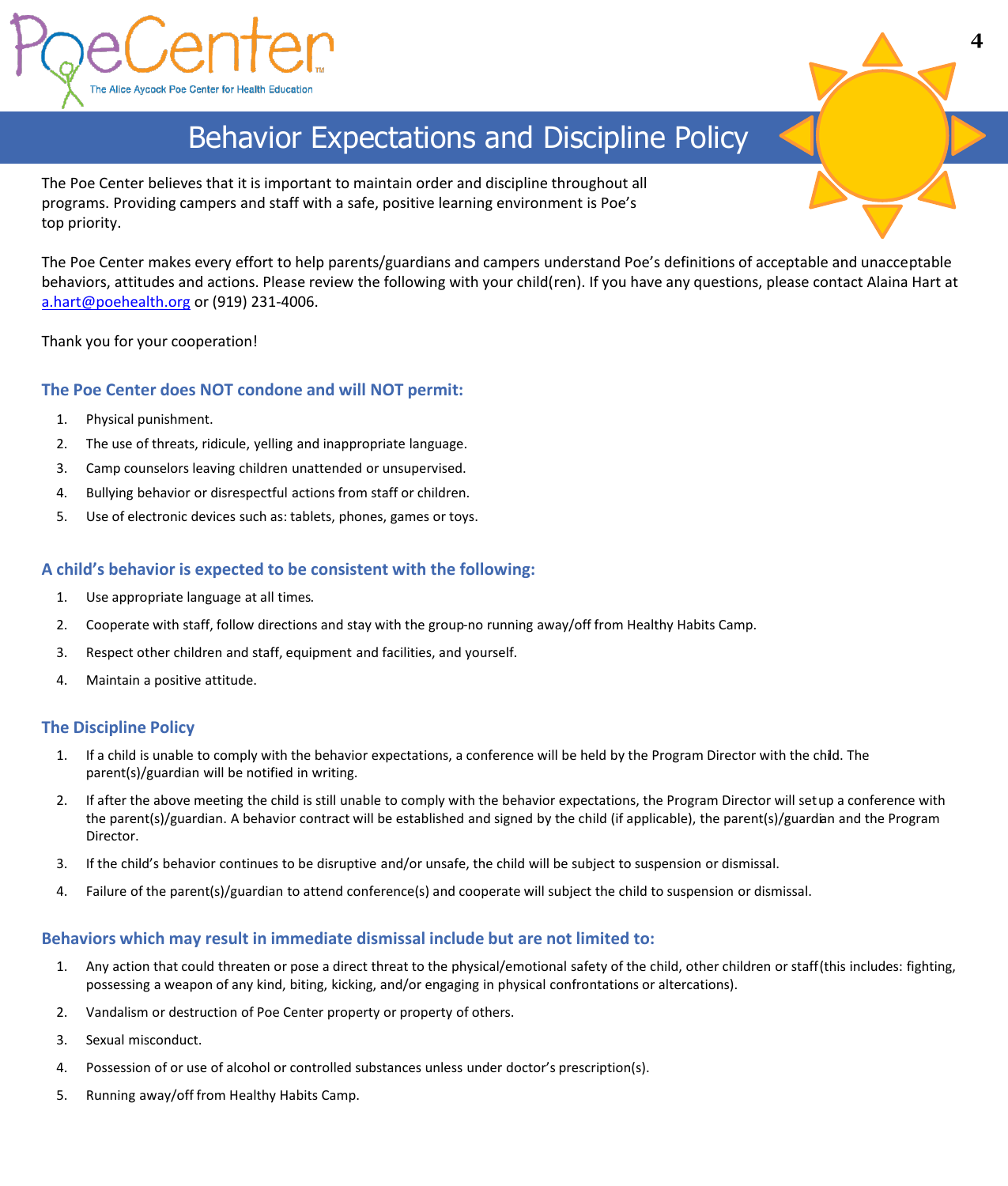# Behavior Expectations and Discipline Policy

The Poe Center believes that it is important to maintain order and discipline throughout all programs. Providing campers and staff with a safe, positive learning environment is Poe's top priority.

The Poe Center makes every effort to help parents/guardians and campers understand Poe's definitions of acceptable and unacceptable behaviors, attitudes and actions. Please review the following with your child(ren). If you have any questions, please contact Alaina Hart at a.hart@poehealth.org or (919) 231-4006.

Thank you for your cooperation!

### The Poe Center does NOT condone and will NOT permit:

1. Physical punishment.
2. The use of threats, ridicule, yelling and inappropriate language.
3. Camp counselors leaving children unattended or unsupervised.
4. Bullying behavior or disrespectful actions from staff or children.
5. Use of electronic devices such as: tablets, phones, games or toys.

### A child's behavior is expected to be consistent with the following:

1. Use appropriate language at all times.
2. Cooperate with staff, follow directions and stay with the group-no running away/off from Healthy Habits Camp.
3. Respect other children and staff, equipment and facilities, and yourself.
4. Maintain a positive attitude.

### The Discipline Policy

1. If a child is unable to comply with the behavior expectations, a conference will be held by the Program Director with the child. The parent(s)/guardian will be notified in writing.
2. If after the above meeting the child is still unable to comply with the behavior expectations, the Program Director will set up a conference with the parent(s)/guardian. A behavior contract will be established and signed by the child (if applicable), the parent(s)/guardian and the Program Director.
3. If the child's behavior continues to be disruptive and/or unsafe, the child will be subject to suspension or dismissal.
4. Failure of the parent(s)/guardian to attend conference(s) and cooperate will subject the child to suspension or dismissal.

### Behaviors which may result in immediate dismissal include but are not limited to:

1. Any action that could threaten or pose a direct threat to the physical/emotional safety of the child, other children or staff (this includes: fighting, possessing a weapon of any kind, biting, kicking, and/or engaging in physical confrontations or altercations).
2. Vandalism or destruction of Poe Center property or property of others.
3. Sexual misconduct.
4. Possession of or use of alcohol or controlled substances unless under doctor's prescription(s).
5. Running away/off from Healthy Habits Camp.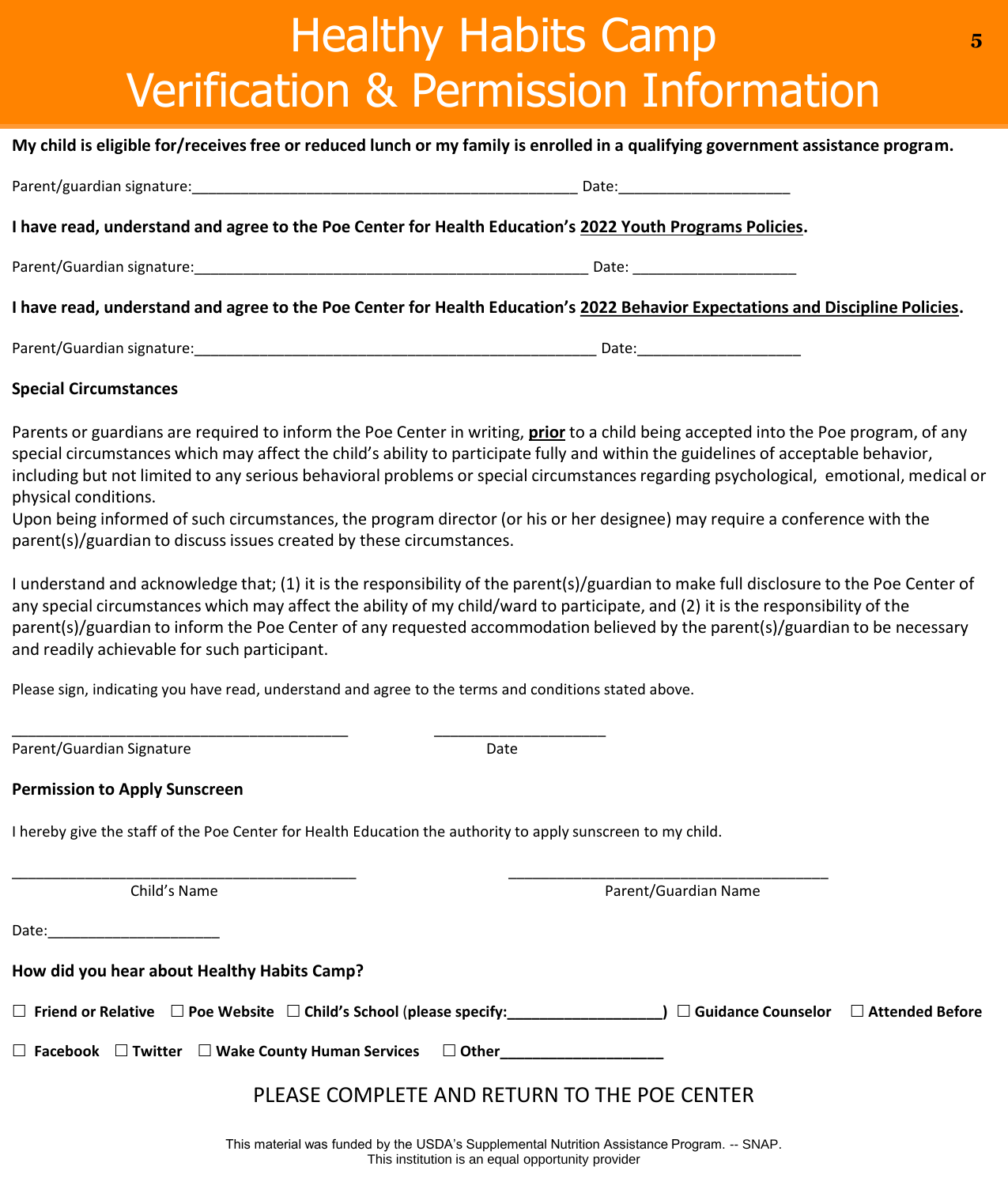# Healthy Habits Camp
# Verification & Permission Information

**My child is eligible for/receives free or reduced lunch or my family is enrolled in a qualifying government assistance program.**

Parent/guardian signature:_______________________________________________ Date:_____________________

**I have read, understand and agree to the Poe Center for Health Education's 2022 Youth Programs Policies.**

Parent/Guardian signature:________________________________________________ Date: ____________________

**I have read, understand and agree to the Poe Center for Health Education's 2022 Behavior Expectations and Discipline Policies.**

Parent/Guardian signature:__________________________________________________ Date:____________________

**Special Circumstances**

Parents or guardians are required to inform the Poe Center in writing, **prior** to a child being accepted into the Poe program, of any special circumstances which may affect the child's ability to participate fully and within the guidelines of acceptable behavior, including but not limited to any serious behavioral problems or special circumstances regarding psychological, emotional, medical or physical conditions.
Upon being informed of such circumstances, the program director (or his or her designee) may require a conference with the parent(s)/guardian to discuss issues created by these circumstances.

I understand and acknowledge that; (1) it is the responsibility of the parent(s)/guardian to make full disclosure to the Poe Center of any special circumstances which may affect the ability of my child/ward to participate, and (2) it is the responsibility of the parent(s)/guardian to inform the Poe Center of any requested accommodation believed by the parent(s)/guardian to be necessary and readily achievable for such participant.

Please sign, indicating you have read, understand and agree to the terms and conditions stated above.

_________________________________________ _____________________

Parent/Guardian Signature Date

**Permission to Apply Sunscreen**

I hereby give the staff of the Poe Center for Health Education the authority to apply sunscreen to my child.

___________________________________________ ________________________________________

Child's Name Parent/Guardian Name

Date:_____________________

**How did you hear about Healthy Habits Camp?**

☐ **Friend or Relative** ☐ **Poe Website** ☐ **Child's School (please specify:___________________)** ☐ **Guidance Counselor** ☐ **Attended Before**

☐ **Facebook** ☐ **Twitter** ☐ **Wake County Human Services** ☐ **Other____________________**

PLEASE COMPLETE AND RETURN TO THE POE CENTER

This material was funded by the USDA's Supplemental Nutrition Assistance Program. -- SNAP.
This institution is an equal opportunity provider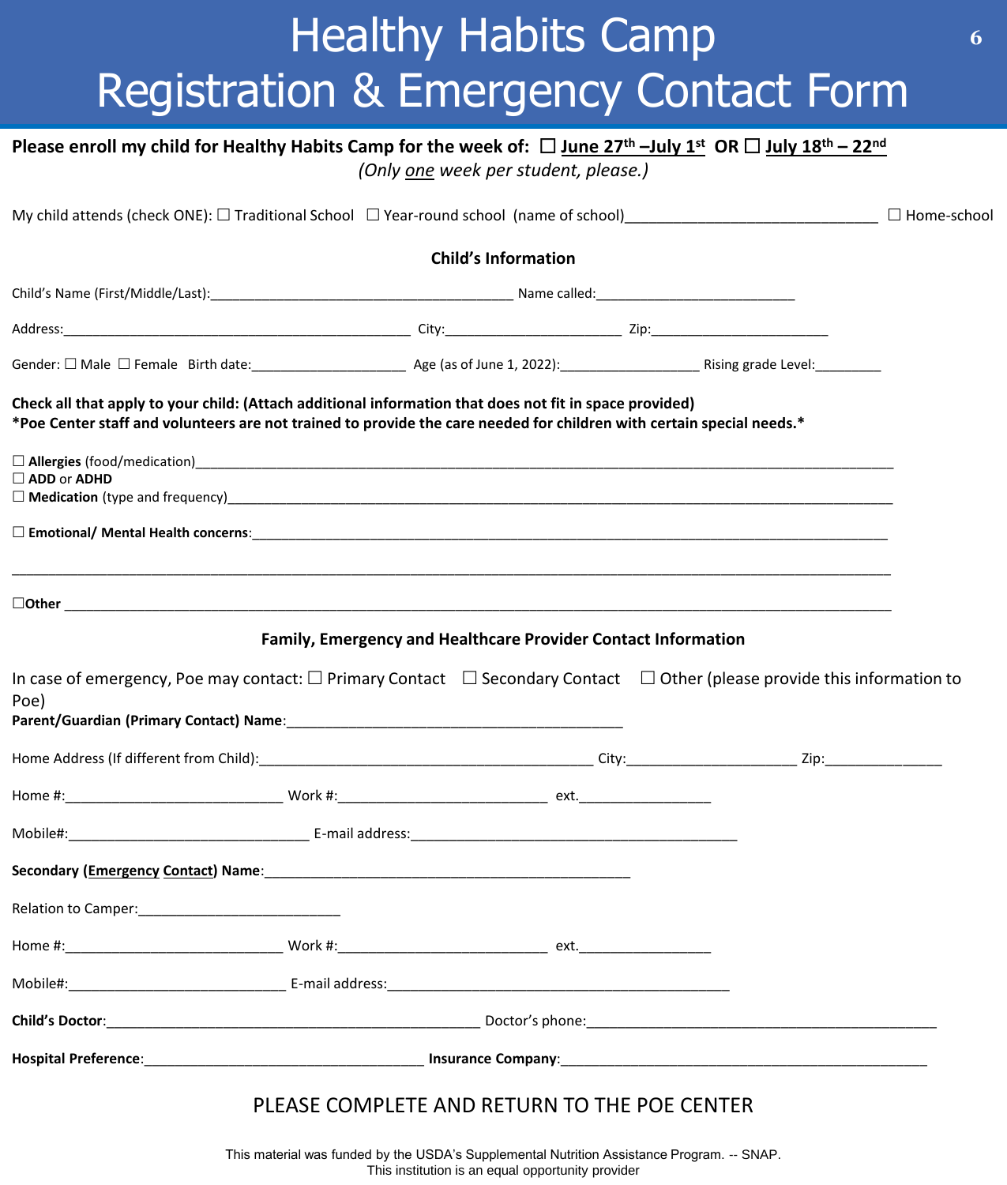# Healthy Habits Camp
# Registration & Emergency Contact Form

**Please enroll my child for Healthy Habits Camp for the week of: ☐ June 27th –July 1st OR ☐ July 18th – 22nd**

*(Only one week per student, please.)*

My child attends (check ONE): ☐ Traditional School ☐ Year-round school (name of school)_______________________________ ☐ Home-school

### Child's Information

Child's Name (First/Middle/Last):________________________________________ Name called:__________________________

Address:_______________________________________________ City:_______________________ Zip:________________________

Gender: ☐ Male ☐ Female Birth date:____________________ Age (as of June 1, 2022):__________________ Rising grade Level:_________

**Check all that apply to your child: (Attach additional information that does not fit in space provided)**
**\*Poe Center staff and volunteers are not trained to provide the care needed for children with certain special needs.\***

☐ **Allergies** (food/medication)____________________________________________________________________________________________
☐ **ADD** or **ADHD**
☐ **Medication** (type and frequency)_________________________________________________________________________________________

☐ **Emotional/ Mental Health concerns**:___________________________________________________________________________________

______________________________________________________________________________________________________________________

☐**Other** ________________________________________________________________________________________________________________

### Family, Emergency and Healthcare Provider Contact Information

In case of emergency, Poe may contact: ☐ Primary Contact ☐ Secondary Contact ☐ Other (please provide this information to Poe)

**Parent/Guardian (Primary Contact) Name**:____________________________________________

Home Address (If different from Child):___________________________________________ City:_____________________ Zip:______________

Home #:____________________________ Work #:___________________________ ext._________________

Mobile#:________________________________ E-mail address:___________________________________________

**Secondary (Emergency Contact) Name**:________________________________________________

Relation to Camper:__________________________

Home #:____________________________ Work #:___________________________ ext._________________

Mobile#:____________________________ E-mail address:_____________________________________________

**Child's Doctor**:_________________________________________________ Doctor's phone:_______________________________________________

**Hospital Preference**:____________________________________ **Insurance Company**:_________________________________________________

PLEASE COMPLETE AND RETURN TO THE POE CENTER

This material was funded by the USDA's Supplemental Nutrition Assistance Program. -- SNAP.
This institution is an equal opportunity provider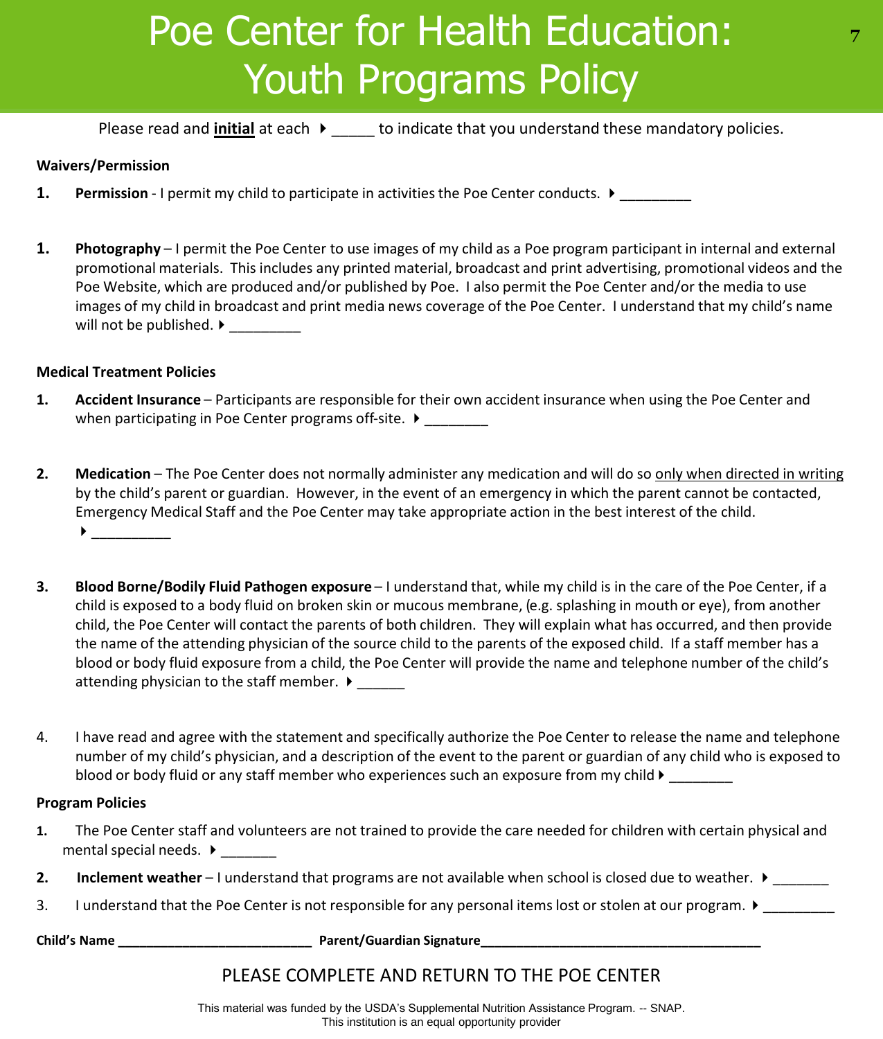# Poe Center for Health Education: Youth Programs Policy

Please read and **<u>initial</u>** at each ▶ _____ to indicate that you understand these mandatory policies.

**Waivers/Permission**

1. **Permission** - I permit my child to participate in activities the Poe Center conducts. ▶ _________

1. **Photography** – I permit the Poe Center to use images of my child as a Poe program participant in internal and external promotional materials. This includes any printed material, broadcast and print advertising, promotional videos and the Poe Website, which are produced and/or published by Poe. I also permit the Poe Center and/or the media to use images of my child in broadcast and print media news coverage of the Poe Center. I understand that my child's name will not be published. ▶ _________

**Medical Treatment Policies**

1. **Accident Insurance** – Participants are responsible for their own accident insurance when using the Poe Center and when participating in Poe Center programs off-site. ▶ ________

2. **Medication** – The Poe Center does not normally administer any medication and will do so <u>only when directed in writing</u> by the child's parent or guardian. However, in the event of an emergency in which the parent cannot be contacted, Emergency Medical Staff and the Poe Center may take appropriate action in the best interest of the child. ▶ __________

3. **Blood Borne/Bodily Fluid Pathogen exposure** – I understand that, while my child is in the care of the Poe Center, if a child is exposed to a body fluid on broken skin or mucous membrane, (e.g. splashing in mouth or eye), from another child, the Poe Center will contact the parents of both children. They will explain what has occurred, and then provide the name of the attending physician of the source child to the parents of the exposed child. If a staff member has a blood or body fluid exposure from a child, the Poe Center will provide the name and telephone number of the child's attending physician to the staff member. ▶ ______

4. I have read and agree with the statement and specifically authorize the Poe Center to release the name and telephone number of my child's physician, and a description of the event to the parent or guardian of any child who is exposed to blood or body fluid or any staff member who experiences such an exposure from my child ▶ ________

**Program Policies**

1. The Poe Center staff and volunteers are not trained to provide the care needed for children with certain physical and mental special needs. ▶ _______

2. **Inclement weather** – I understand that programs are not available when school is closed due to weather. ▶ _______

3. I understand that the Poe Center is not responsible for any personal items lost or stolen at our program. ▶ _________

**Child's Name** ___________________________ **Parent/Guardian Signature**_______________________________________

PLEASE COMPLETE AND RETURN TO THE POE CENTER

This material was funded by the USDA's Supplemental Nutrition Assistance Program. -- SNAP.
This institution is an equal opportunity provider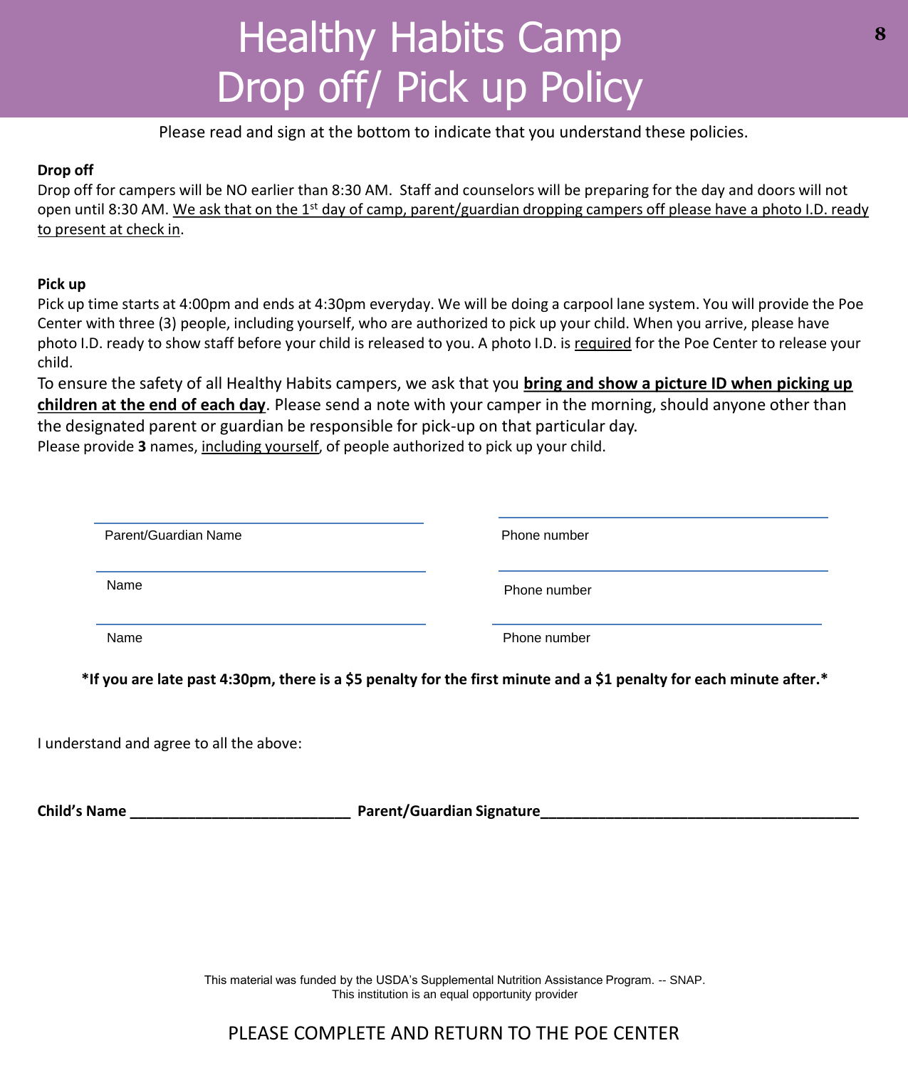# Healthy Habits Camp
# Drop off/ Pick up Policy

Please read and sign at the bottom to indicate that you understand these policies.

**Drop off**

Drop off for campers will be NO earlier than 8:30 AM. Staff and counselors will be preparing for the day and doors will not open until 8:30 AM. We ask that on the 1st day of camp, parent/guardian dropping campers off please have a photo I.D. ready to present at check in.

**Pick up**

Pick up time starts at 4:00pm and ends at 4:30pm everyday. We will be doing a carpool lane system. You will provide the Poe Center with three (3) people, including yourself, who are authorized to pick up your child. When you arrive, please have photo I.D. ready to show staff before your child is released to you. A photo I.D. is required for the Poe Center to release your child.

To ensure the safety of all Healthy Habits campers, we ask that you **bring and show a picture ID when picking up children at the end of each day**. Please send a note with your camper in the morning, should anyone other than the designated parent or guardian be responsible for pick-up on that particular day.

Please provide **3** names, including yourself, of people authorized to pick up your child.

| | |
|---|---|
| Parent/Guardian Name | Phone number |
| Name | Phone number |
| Name | Phone number |

**\*If you are late past 4:30pm, there is a $5 penalty for the first minute and a $1 penalty for each minute after.\***

I understand and agree to all the above:

**Child's Name ___________________________ Parent/Guardian Signature________________________________________**

This material was funded by the USDA's Supplemental Nutrition Assistance Program. -- SNAP.
This institution is an equal opportunity provider

PLEASE COMPLETE AND RETURN TO THE POE CENTER